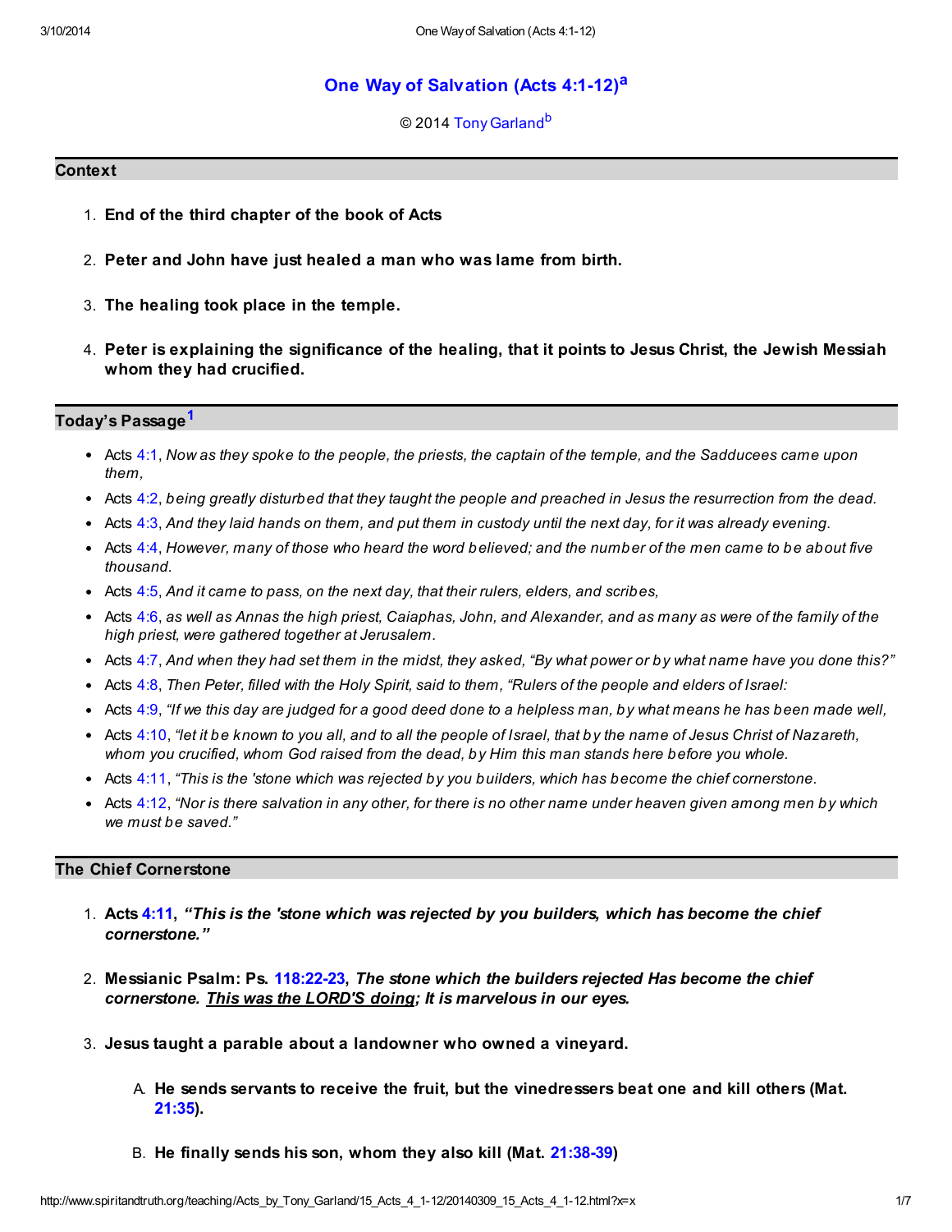# One Way of Salvation (Acts 4:1-12)[a]

© 2014 Tony Garland[b]

## Context

1. **End of the third chapter of the book of Acts**
2. **Peter and John have just healed a man who was lame from birth.**
3. **The healing took place in the temple.**
4. **Peter is explaining the significance of the healing, that it points to Jesus Christ, the Jewish Messiah whom they had crucified.**

## Today's Passage[1]

- Acts 4:1, *Now as they spoke to the people, the priests, the captain of the temple, and the Sadducees came upon them,*
- Acts 4:2, *being greatly disturbed that they taught the people and preached in Jesus the resurrection from the dead.*
- Acts 4:3, *And they laid hands on them, and put them in custody until the next day, for it was already evening.*
- Acts 4:4, *However, many of those who heard the word believed; and the number of the men came to be about five thousand.*
- Acts 4:5, *And it came to pass, on the next day, that their rulers, elders, and scribes,*
- Acts 4:6, *as well as Annas the high priest, Caiaphas, John, and Alexander, and as many as were of the family of the high priest, were gathered together at Jerusalem.*
- Acts 4:7, *And when they had set them in the midst, they asked, "By what power or by what name have you done this?"*
- Acts 4:8, *Then Peter, filled with the Holy Spirit, said to them, "Rulers of the people and elders of Israel:*
- Acts 4:9, *"If we this day are judged for a good deed done to a helpless man, by what means he has been made well,*
- Acts 4:10, *"let it be known to you all, and to all the people of Israel, that by the name of Jesus Christ of Nazareth, whom you crucified, whom God raised from the dead, by Him this man stands here before you whole.*
- Acts 4:11, *"This is the 'stone which was rejected by you builders, which has become the chief cornerstone.*
- Acts 4:12, *"Nor is there salvation in any other, for there is no other name under heaven given among men by which we must be saved."*

## The Chief Cornerstone

1. **Acts 4:11, *"This is the 'stone which was rejected by you builders, which has become the chief cornerstone."***
2. **Messianic Psalm: Ps. 118:22-23, *The stone which the builders rejected Has become the chief cornerstone. <u>This was the LORD'S doing</u>; It is marvelous in our eyes.***
3. **Jesus taught a parable about a landowner who owned a vineyard.**
   A. **He sends servants to receive the fruit, but the vinedressers beat one and kill others (Mat. 21:35).**
   B. **He finally sends his son, whom they also kill (Mat. 21:38-39)**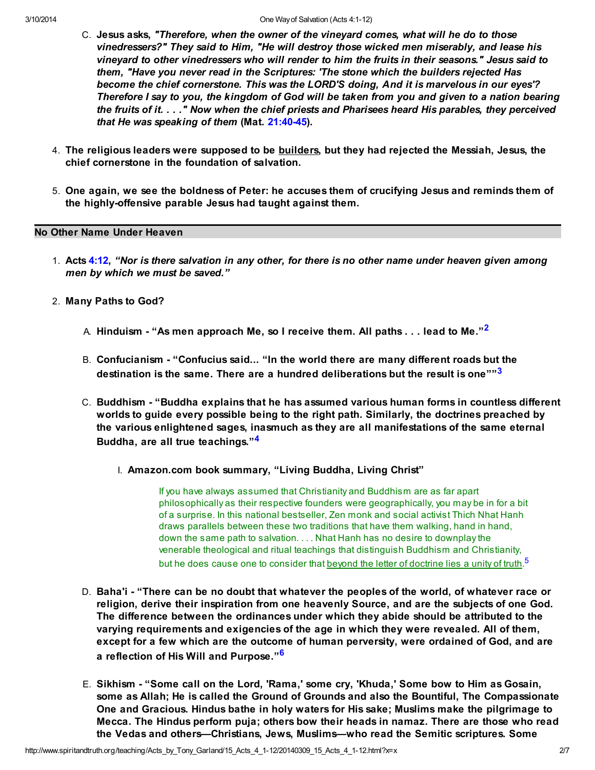C. **Jesus asks, *"Therefore, when the owner of the vineyard comes, what will he do to those vinedressers?" They said to Him, "He will destroy those wicked men miserably, and lease his vineyard to other vinedressers who will render to him the fruits in their seasons." Jesus said to them, "Have you never read in the Scriptures: 'The stone which the builders rejected Has become the chief cornerstone. This was the LORD'S doing, And it is marvelous in our eyes'? Therefore I say to you, the kingdom of God will be taken from you and given to a nation bearing the fruits of it. . . ." Now when the chief priests and Pharisees heard His parables, they perceived that He was speaking of them* (Mat. 21:40-45).**

4. **The religious leaders were supposed to be <u>builders</u>, but they had rejected the Messiah, Jesus, the chief cornerstone in the foundation of salvation.**

5. **One again, we see the boldness of Peter: he accuses them of crucifying Jesus and reminds them of the highly-offensive parable Jesus had taught against them.**

## No Other Name Under Heaven

1. **Acts 4:12, *"Nor is there salvation in any other, for there is no other name under heaven given among men by which we must be saved."***

2. **Many Paths to God?**

   A. **Hinduism - "As men approach Me, so I receive them. All paths . . . lead to Me."[2]**

   B. **Confucianism - "Confucius said... "In the world there are many different roads but the destination is the same. There are a hundred deliberations but the result is one""[3]**

   C. **Buddhism - "Buddha explains that he has assumed various human forms in countless different worlds to guide every possible being to the right path. Similarly, the doctrines preached by the various enlightened sages, inasmuch as they are all manifestations of the same eternal Buddha, are all true teachings."[4]**

      I. **Amazon.com book summary, "Living Buddha, Living Christ"**

      > If you have always assumed that Christianity and Buddhism are as far apart philosophically as their respective founders were geographically, you may be in for a bit of a surprise. In this national bestseller, Zen monk and social activist Thich Nhat Hanh draws parallels between these two traditions that have them walking, hand in hand, down the same path to salvation. . . . Nhat Hanh has no desire to downplay the venerable theological and ritual teachings that distinguish Buddhism and Christianity, but he does cause one to consider that <u>beyond the letter of doctrine lies a unity of truth</u>.[5]

   D. **Baha'i - "There can be no doubt that whatever the peoples of the world, of whatever race or religion, derive their inspiration from one heavenly Source, and are the subjects of one God. The difference between the ordinances under which they abide should be attributed to the varying requirements and exigencies of the age in which they were revealed. All of them, except for a few which are the outcome of human perversity, were ordained of God, and are a reflection of His Will and Purpose."[6]**

   E. **Sikhism - "Some call on the Lord, 'Rama,' some cry, 'Khuda,' Some bow to Him as Gosain, some as Allah; He is called the Ground of Grounds and also the Bountiful, The Compassionate One and Gracious. Hindus bathe in holy waters for His sake; Muslims make the pilgrimage to Mecca. The Hindu perform puja; others bow their heads in namaz. There are those who read the Vedas and others—Christians, Jews, Muslims—who read the Semitic scriptures. Some**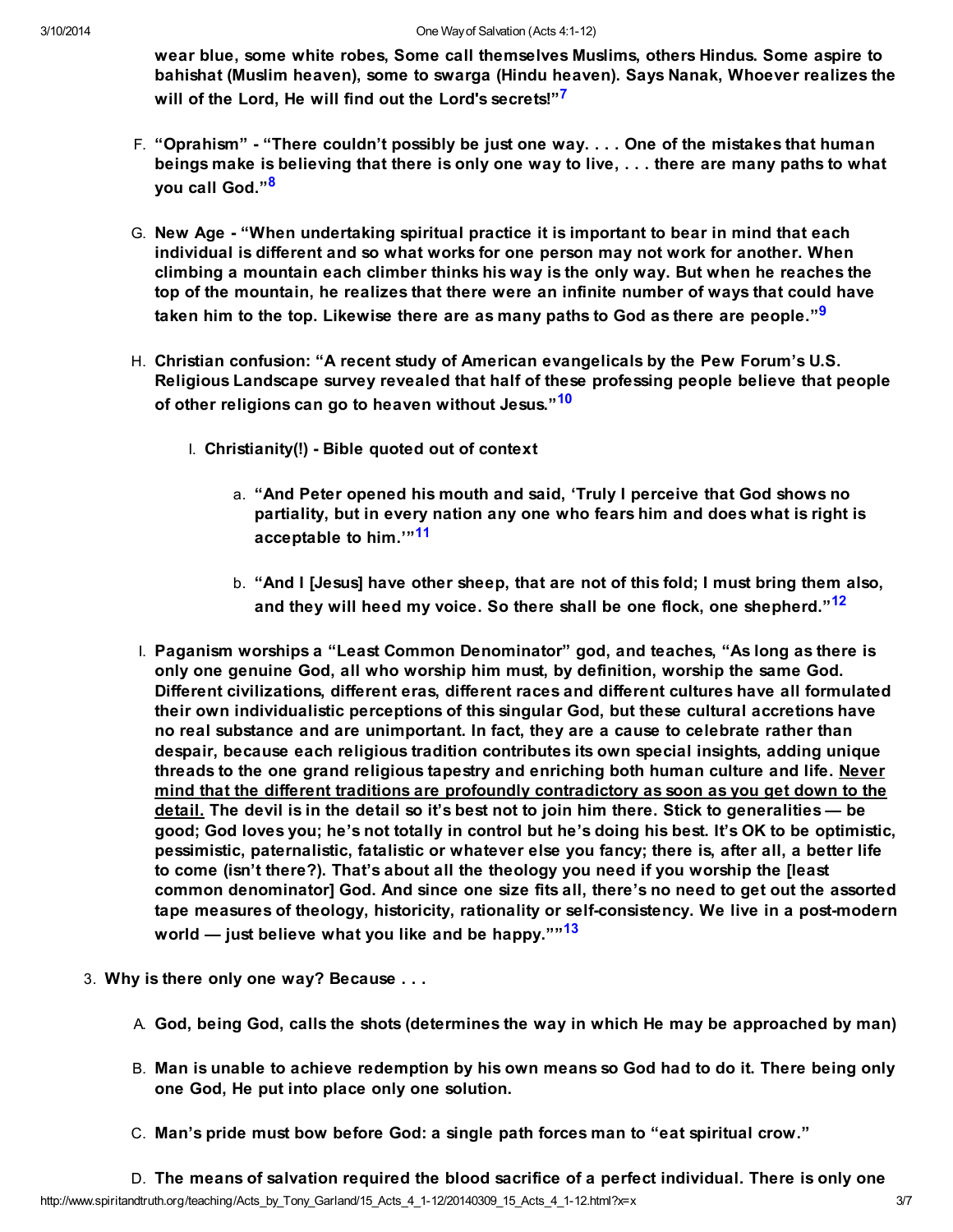**wear blue, some white robes, Some call themselves Muslims, others Hindus. Some aspire to bahishat (Muslim heaven), some to swarga (Hindu heaven). Says Nanak, Whoever realizes the will of the Lord, He will find out the Lord's secrets!"[7]**

F. **"Oprahism" - "There couldn't possibly be just one way. . . . One of the mistakes that human beings make is believing that there is only one way to live, . . . there are many paths to what you call God."[8]**

G. **New Age - "When undertaking spiritual practice it is important to bear in mind that each individual is different and so what works for one person may not work for another. When climbing a mountain each climber thinks his way is the only way. But when he reaches the top of the mountain, he realizes that there were an infinite number of ways that could have taken him to the top. Likewise there are as many paths to God as there are people."[9]**

H. **Christian confusion: "A recent study of American evangelicals by the Pew Forum's U.S. Religious Landscape survey revealed that half of these professing people believe that people of other religions can go to heaven without Jesus."[10]**

   I. **Christianity(!) - Bible quoted out of context**

      a. **"And Peter opened his mouth and said, 'Truly I perceive that God shows no partiality, but in every nation any one who fears him and does what is right is acceptable to him.'"[11]**

      b. **"And I [Jesus] have other sheep, that are not of this fold; I must bring them also, and they will heed my voice. So there shall be one flock, one shepherd."[12]**

I. **Paganism worships a "Least Common Denominator" god, and teaches, "As long as there is only one genuine God, all who worship him must, by definition, worship the same God. Different civilizations, different eras, different races and different cultures have all formulated their own individualistic perceptions of this singular God, but these cultural accretions have no real substance and are unimportant. In fact, they are a cause to celebrate rather than despair, because each religious tradition contributes its own special insights, adding unique threads to the one grand religious tapestry and enriching both human culture and life. <u>Never mind that the different traditions are profoundly contradictory as soon as you get down to the detail.</u> The devil is in the detail so it's best not to join him there. Stick to generalities — be good; God loves you; he's not totally in control but he's doing his best. It's OK to be optimistic, pessimistic, paternalistic, fatalistic or whatever else you fancy; there is, after all, a better life to come (isn't there?). That's about all the theology you need if you worship the [least common denominator] God. And since one size fits all, there's no need to get out the assorted tape measures of theology, historicity, rationality or self-consistency. We live in a post-modern world — just believe what you like and be happy.""[13]**

3. **Why is there only one way? Because . . .**

   A. **God, being God, calls the shots (determines the way in which He may be approached by man)**

   B. **Man is unable to achieve redemption by his own means so God had to do it. There being only one God, He put into place only one solution.**

   C. **Man's pride must bow before God: a single path forces man to "eat spiritual crow."**

   D. **The means of salvation required the blood sacrifice of a perfect individual. There is only one**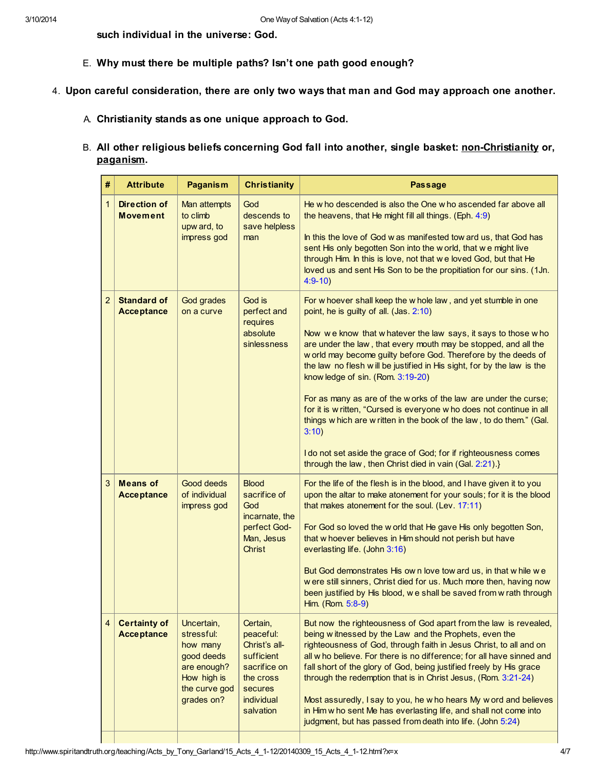such individual in the universe: God.

E. **Why must there be multiple paths? Isn't one path good enough?**

4. **Upon careful consideration, there are only two ways that man and God may approach one another.**

   A. **Christianity stands as one unique approach to God.**

   B. **All other religious beliefs concerning God fall into another, single basket: <u>non-Christianity</u> or, <u>paganism</u>.**

| # | Attribute | Paganism | Christianity | Passage |
|---|---|---|---|---|
| 1 | **Direction of Movement** | Man attempts to climb upward, to impress god | God descends to save helpless man | He who descended is also the One who ascended far above all the heavens, that He might fill all things. (Eph. 4:9)<br><br>In this the love of God was manifested toward us, that God has sent His only begotten Son into the world, that we might live through Him. In this is love, not that we loved God, but that He loved us and sent His Son to be the propitiation for our sins. (1Jn. 4:9-10) |
| 2 | **Standard of Acceptance** | God grades on a curve | God is perfect and requires absolute sinlessness | For whoever shall keep the whole law, and yet stumble in one point, he is guilty of all. (Jas. 2:10)<br><br>Now we know that whatever the law says, it says to those who are under the law, that every mouth may be stopped, and all the world may become guilty before God. Therefore by the deeds of the law no flesh will be justified in His sight, for by the law is the knowledge of sin. (Rom. 3:19-20)<br><br>For as many as are of the works of the law are under the curse; for it is written, "Cursed is everyone who does not continue in all things which are written in the book of the law, to do them." (Gal. 3:10)<br><br>I do not set aside the grace of God; for if righteousness comes through the law, then Christ died in vain (Gal. 2:21).} |
| 3 | **Means of Acceptance** | Good deeds of individual impress god | Blood sacrifice of God incarnate, the perfect God-Man, Jesus Christ | For the life of the flesh is in the blood, and I have given it to you upon the altar to make atonement for your souls; for it is the blood that makes atonement for the soul. (Lev. 17:11)<br><br>For God so loved the world that He gave His only begotten Son, that whoever believes in Him should not perish but have everlasting life. (John 3:16)<br><br>But God demonstrates His own love toward us, in that while we were still sinners, Christ died for us. Much more then, having now been justified by His blood, we shall be saved from wrath through Him. (Rom. 5:8-9) |
| 4 | **Certainty of Acceptance** | Uncertain, stressful: how many good deeds are enough? How high is the curve god grades on? | Certain, peaceful: Christ's all-sufficient sacrifice on the cross secures individual salvation | But now the righteousness of God apart from the law is revealed, being witnessed by the Law and the Prophets, even the righteousness of God, through faith in Jesus Christ, to all and on all who believe. For there is no difference; for all have sinned and fall short of the glory of God, being justified freely by His grace through the redemption that is in Christ Jesus, (Rom. 3:21-24)<br><br>Most assuredly, I say to you, he who hears My word and believes in Him who sent Me has everlasting life, and shall not come into judgment, but has passed from death into life. (John 5:24) |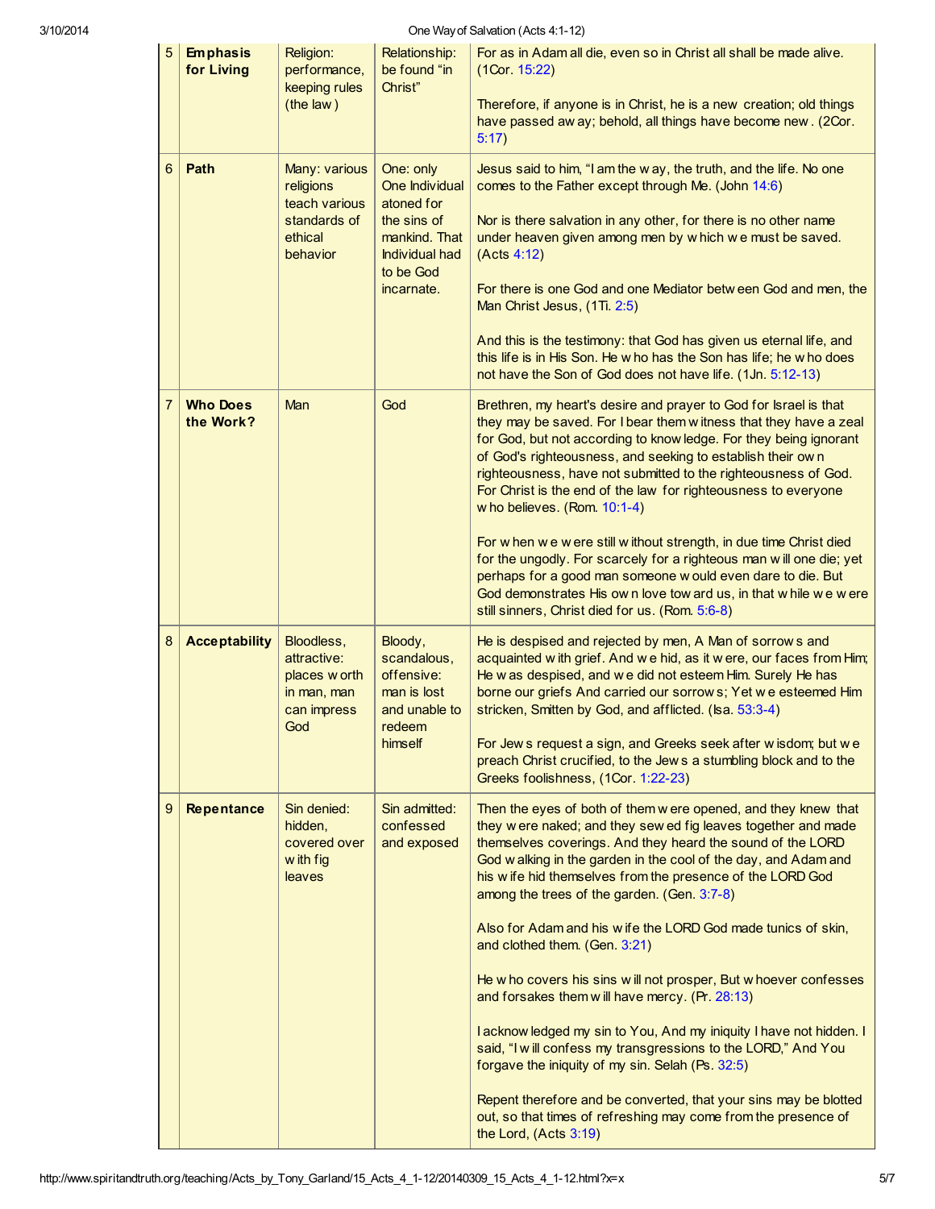| 5 | **Emphasis for Living** | Religion: performance, keeping rules (the law) | Relationship: be found "in Christ" | For as in Adam all die, even so in Christ all shall be made alive. (1Cor. 15:22)<br><br>Therefore, if anyone is in Christ, he is a new creation; old things have passed away; behold, all things have become new. (2Cor. 5:17) |
|---|---|---|---|---|
| 6 | **Path** | Many: various religions teach various standards of ethical behavior | One: only One Individual atoned for the sins of mankind. That Individual had to be God incarnate. | Jesus said to him, "I am the way, the truth, and the life. No one comes to the Father except through Me. (John 14:6)<br><br>Nor is there salvation in any other, for there is no other name under heaven given among men by which we must be saved. (Acts 4:12)<br><br>For there is one God and one Mediator between God and men, the Man Christ Jesus, (1Ti. 2:5)<br><br>And this is the testimony: that God has given us eternal life, and this life is in His Son. He who has the Son has life; he who does not have the Son of God does not have life. (1Jn. 5:12-13) |
| 7 | **Who Does the Work?** | Man | God | Brethren, my heart's desire and prayer to God for Israel is that they may be saved. For I bear them witness that they have a zeal for God, but not according to knowledge. For they being ignorant of God's righteousness, and seeking to establish their own righteousness, have not submitted to the righteousness of God. For Christ is the end of the law for righteousness to everyone who believes. (Rom. 10:1-4)<br><br>For when we were still without strength, in due time Christ died for the ungodly. For scarcely for a righteous man will one die; yet perhaps for a good man someone would even dare to die. But God demonstrates His own love toward us, in that while we were still sinners, Christ died for us. (Rom. 5:6-8) |
| 8 | **Acceptability** | Bloodless, attractive: places worth in man, man can impress God | Bloody, scandalous, offensive: man is lost and unable to redeem himself | He is despised and rejected by men, A Man of sorrows and acquainted with grief. And we hid, as it were, our faces from Him; He was despised, and we did not esteem Him. Surely He has borne our griefs And carried our sorrows; Yet we esteemed Him stricken, Smitten by God, and afflicted. (Isa. 53:3-4)<br><br>For Jews request a sign, and Greeks seek after wisdom; but we preach Christ crucified, to the Jews a stumbling block and to the Greeks foolishness, (1Cor. 1:22-23) |
| 9 | **Repentance** | Sin denied: hidden, covered over with fig leaves | Sin admitted: confessed and exposed | Then the eyes of both of them were opened, and they knew that they were naked; and they sewed fig leaves together and made themselves coverings. And they heard the sound of the LORD God walking in the garden in the cool of the day, and Adam and his wife hid themselves from the presence of the LORD God among the trees of the garden. (Gen. 3:7-8)<br><br>Also for Adam and his wife the LORD God made tunics of skin, and clothed them. (Gen. 3:21)<br><br>He who covers his sins will not prosper, But whoever confesses and forsakes them will have mercy. (Pr. 28:13)<br><br>I acknowledged my sin to You, And my iniquity I have not hidden. I said, "I will confess my transgressions to the LORD," And You forgave the iniquity of my sin. Selah (Ps. 32:5)<br><br>Repent therefore and be converted, that your sins may be blotted out, so that times of refreshing may come from the presence of the Lord, (Acts 3:19) |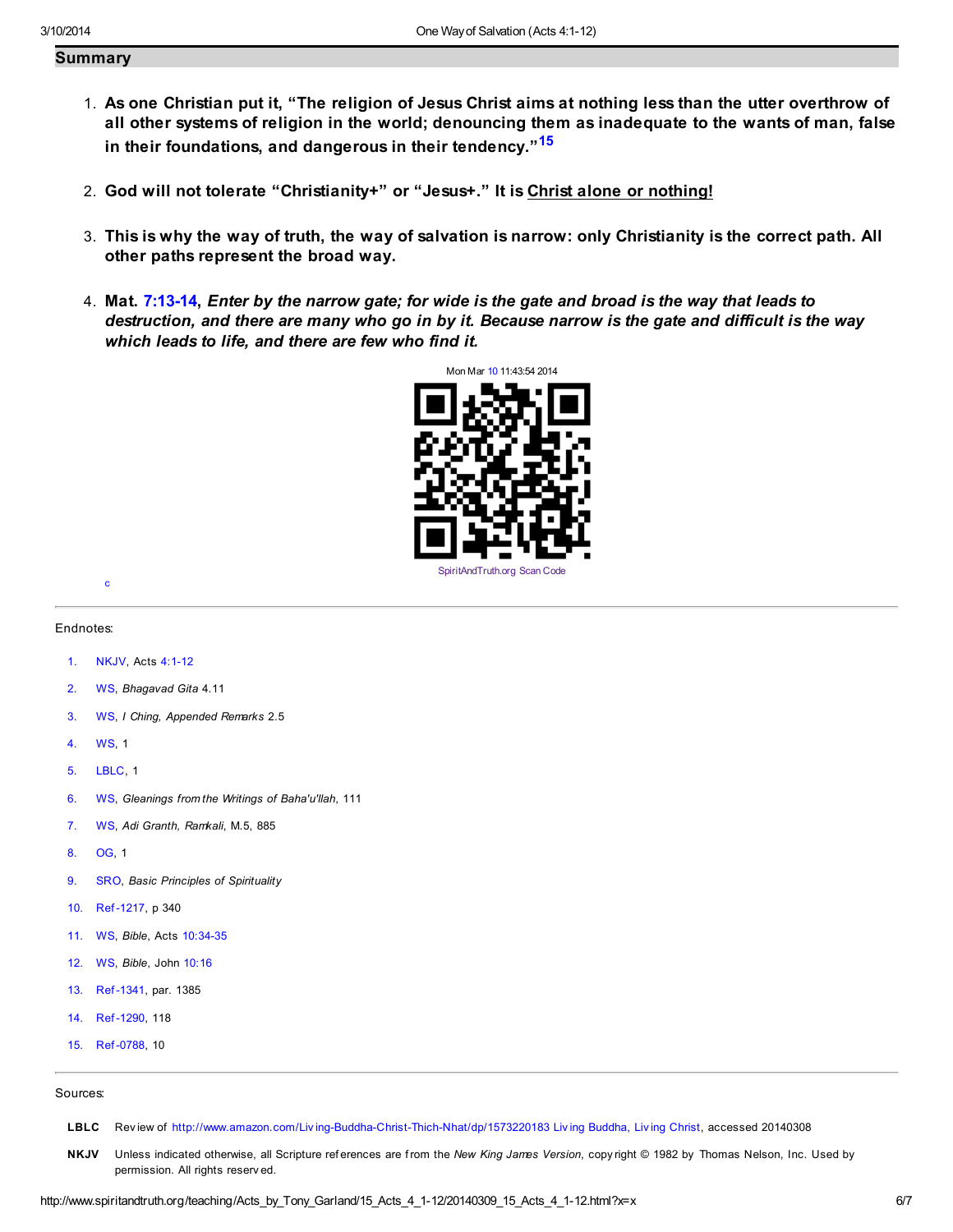## Summary

1. **As one Christian put it, "The religion of Jesus Christ aims at nothing less than the utter overthrow of all other systems of religion in the world; denouncing them as inadequate to the wants of man, false in their foundations, and dangerous in their tendency."[15]**

2. **God will not tolerate "Christianity+" or "Jesus+." It is Christ alone or nothing!**

3. **This is why the way of truth, the way of salvation is narrow: only Christianity is the correct path. All other paths represent the broad way.**

4. **Mat. 7:13-14, *Enter by the narrow gate; for wide is the gate and broad is the way that leads to destruction, and there are many who go in by it. Because narrow is the gate and difficult is the way which leads to life, and there are few who find it.***

Mon Mar 10 11:43:54 2014

SpiritAndTruth.org Scan Code

c

---

Endnotes:

1. NKJV, Acts 4:1-12
2. WS, *Bhagavad Gita* 4.11
3. WS, *I Ching, Appended Remarks* 2.5
4. WS, 1
5. LBLC, 1
6. WS, *Gleanings from the Writings of Baha'u'llah*, 111
7. WS, *Adi Granth, Ramkali*, M.5, 885
8. OG, 1
9. SRO, *Basic Principles of Spirituality*
10. Ref-1217, p 340
11. WS, *Bible*, Acts 10:34-35
12. WS, *Bible*, John 10:16
13. Ref-1341, par. 1385
14. Ref-1290, 118
15. Ref-0788, 10

---

Sources:

**LBLC** Review of http://www.amazon.com/Living-Buddha-Christ-Thich-Nhat/dp/1573220183 Living Buddha, Living Christ, accessed 20140308

**NKJV** Unless indicated otherwise, all Scripture references are from the *New King James Version*, copyright © 1982 by Thomas Nelson, Inc. Used by permission. All rights reserved.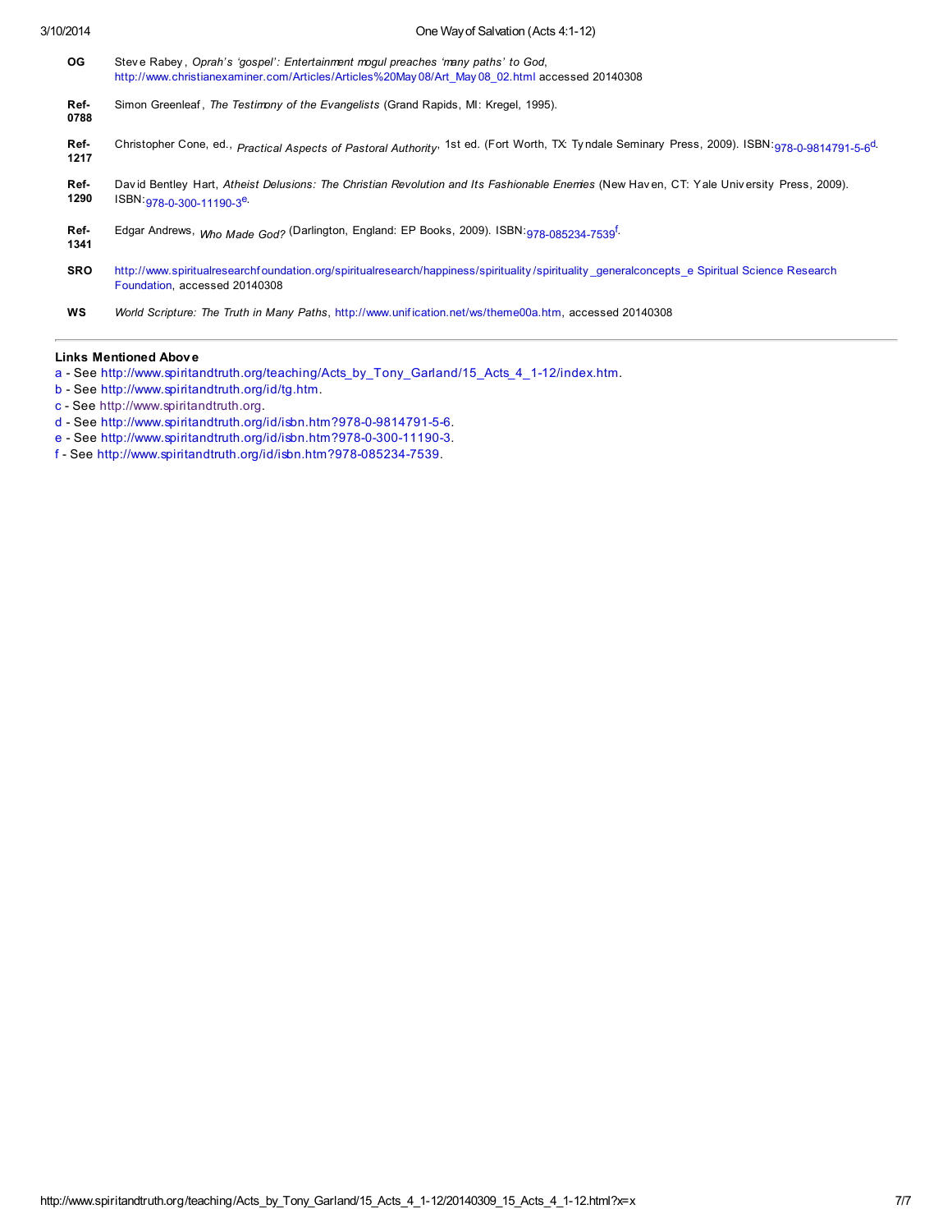| | |
|---|---|
| **OG** | Steve Rabey, *Oprah's 'gospel': Entertainment mogul preaches 'many paths' to God*, http://www.christianexaminer.com/Articles/Articles%20May08/Art_May08_02.html accessed 20140308 |
| **Ref-0788** | Simon Greenleaf, *The Testimony of the Evangelists* (Grand Rapids, MI: Kregel, 1995). |
| **Ref-1217** | Christopher Cone, ed., *Practical Aspects of Pastoral Authority*, 1st ed. (Fort Worth, TX: Tyndale Seminary Press, 2009). ISBN:978-0-9814791-5-6[d]. |
| **Ref-1290** | David Bentley Hart, *Atheist Delusions: The Christian Revolution and Its Fashionable Enemies* (New Haven, CT: Yale University Press, 2009). ISBN:978-0-300-11190-3[e]. |
| **Ref-1341** | Edgar Andrews, *Who Made God?* (Darlington, England: EP Books, 2009). ISBN:978-085234-7539[f]. |
| **SRO** | http://www.spiritualresearchfoundation.org/spiritualresearch/happiness/spirituality/spirituality_generalconcepts_e Spiritual Science Research Foundation, accessed 20140308 |
| **WS** | *World Scripture: The Truth in Many Paths*, http://www.unification.net/ws/theme00a.htm, accessed 20140308 |

---

**Links Mentioned Above**

a - See http://www.spiritandtruth.org/teaching/Acts_by_Tony_Garland/15_Acts_4_1-12/index.htm.
b - See http://www.spiritandtruth.org/id/tg.htm.
c - See http://www.spiritandtruth.org.
d - See http://www.spiritandtruth.org/id/isbn.htm?978-0-9814791-5-6.
e - See http://www.spiritandtruth.org/id/isbn.htm?978-0-300-11190-3.
f - See http://www.spiritandtruth.org/id/isbn.htm?978-085234-7539.